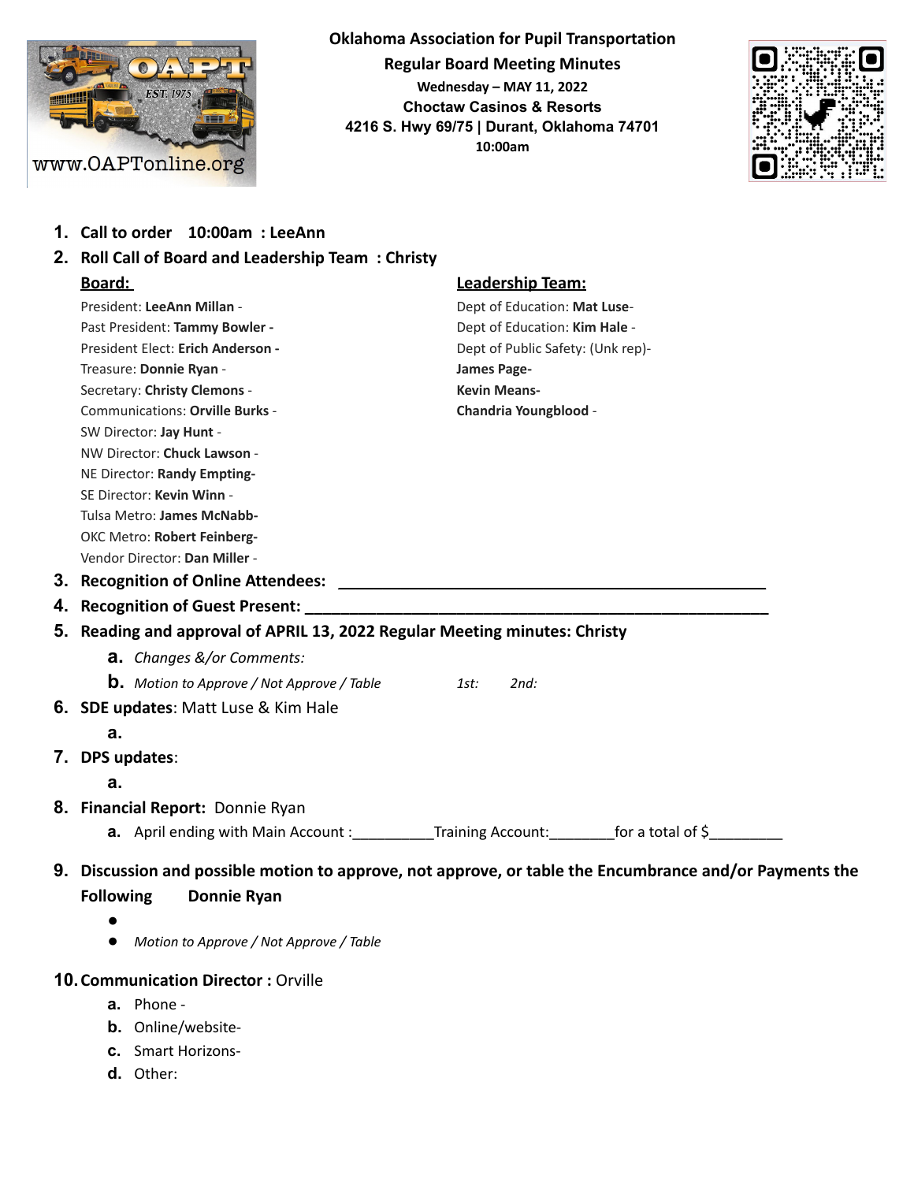# Oklahoma Association for Pupil Transportation

## Regular Board Meeting Minutes

**Wednesday – MAY 11, 2022**
**Choctaw Casinos & Resorts**
**4216 S. Hwy 69/75 | Durant, Oklahoma 74701**
**10:00am**

1. **Call to order 10:00am : LeeAnn**
2. **Roll Call of Board and Leadership Team : Christy**

   **Board:**

   President: **LeeAnn Millan** -
   Past President: **Tammy Bowler -**
   President Elect: **Erich Anderson -**
   Treasure: **Donnie Ryan** -
   Secretary: **Christy Clemons** -
   Communications: **Orville Burks** -
   SW Director: **Jay Hunt** -
   NW Director: **Chuck Lawson** -
   NE Director: **Randy Empting-**
   SE Director: **Kevin Winn** -
   Tulsa Metro: **James McNabb-**
   OKC Metro: **Robert Feinberg-**
   Vendor Director: **Dan Miller** -

   **Leadership Team:**

   Dept of Education: **Mat Luse**-
   Dept of Education: **Kim Hale** -
   Dept of Public Safety: (Unk rep)-
   **James Page-**
   **Kevin Means-**
   **Chandria Youngblood** -

3. **Recognition of Online Attendees: \_\_\_\_\_\_\_\_\_\_\_\_\_\_\_\_\_\_\_\_\_\_\_\_\_\_\_\_\_\_\_\_\_\_\_\_\_\_\_\_\_\_**
4. **Recognition of Guest Present: \_\_\_\_\_\_\_\_\_\_\_\_\_\_\_\_\_\_\_\_\_\_\_\_\_\_\_\_\_\_\_\_\_\_\_\_\_\_\_\_\_\_\_\_\_\_**
5. **Reading and approval of APRIL 13, 2022 Regular Meeting minutes: Christy**
   a. *Changes &/or Comments:*
   b. *Motion to Approve / Not Approve / Table* *1st:* *2nd:*
6. **SDE updates**: Matt Luse & Kim Hale
   a.
7. **DPS updates**:
   a.
8. **Financial Report:** Donnie Ryan
   a. April ending with Main Account :\_\_\_\_\_\_\_\_\_\_Training Account:\_\_\_\_\_\_\_\_for a total of $\_\_\_\_\_\_\_\_\_
9. **Discussion and possible motion to approve, not approve, or table the Encumbrance and/or Payments the Following Donnie Ryan**
   -
   - *Motion to Approve / Not Approve / Table*
10. **Communication Director :** Orville
    a. Phone -
    b. Online/website-
    c. Smart Horizons-
    d. Other: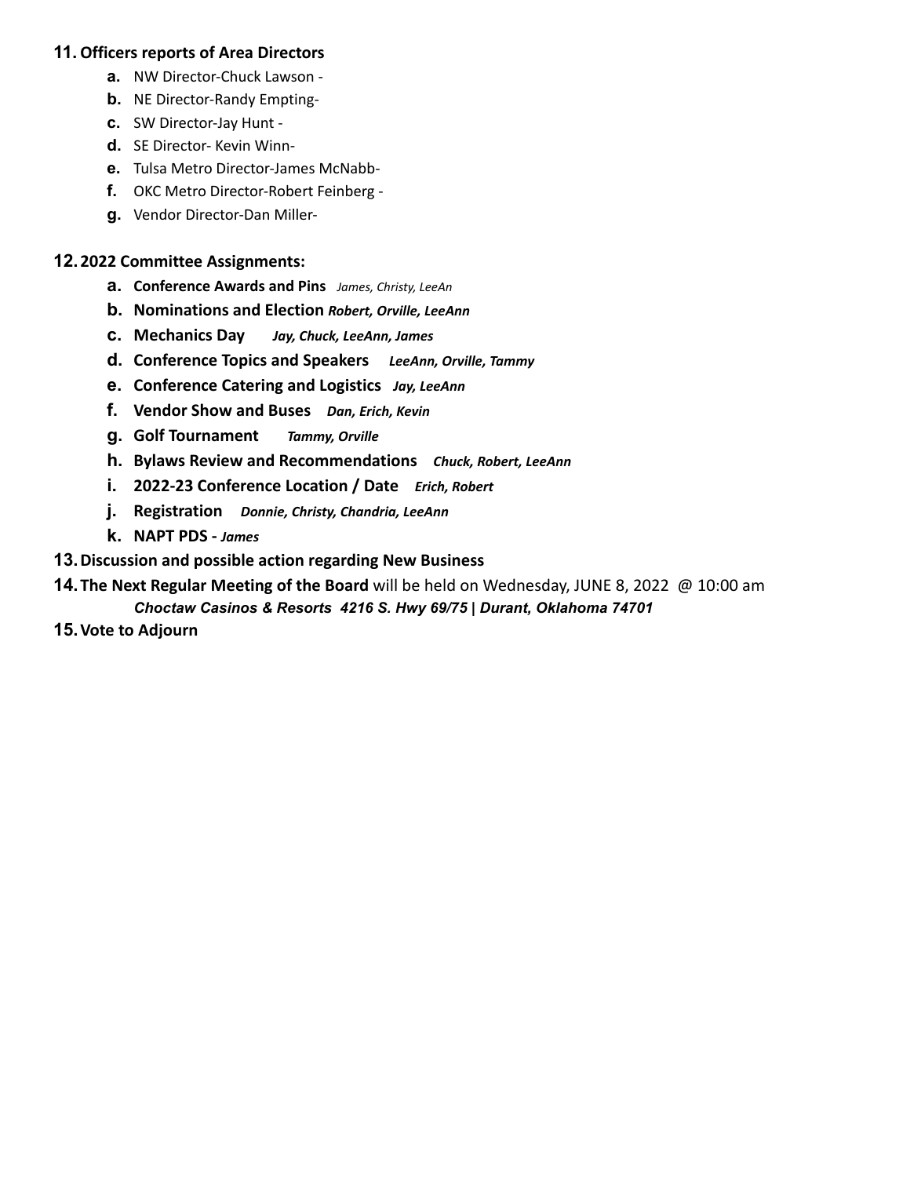11. **Officers reports of Area Directors**
    a. NW Director-Chuck Lawson -
    b. NE Director-Randy Empting-
    c. SW Director-Jay Hunt -
    d. SE Director- Kevin Winn-
    e. Tulsa Metro Director-James McNabb-
    f. OKC Metro Director-Robert Feinberg -
    g. Vendor Director-Dan Miller-

12. **2022 Committee Assignments:**
    a. **Conference Awards and Pins** *James, Christy, LeeAn*
    b. **Nominations and Election** ***Robert, Orville, LeeAnn***
    c. **Mechanics Day** ***Jay, Chuck, LeeAnn, James***
    d. **Conference Topics and Speakers** ***LeeAnn, Orville, Tammy***
    e. **Conference Catering and Logistics** ***Jay, LeeAnn***
    f. **Vendor Show and Buses** ***Dan, Erich, Kevin***
    g. **Golf Tournament** ***Tammy, Orville***
    h. **Bylaws Review and Recommendations** ***Chuck, Robert, LeeAnn***
    i. **2022-23 Conference Location / Date** ***Erich, Robert***
    j. **Registration** ***Donnie, Christy, Chandria, LeeAnn***
    k. **NAPT PDS -** ***James***

13. **Discussion and possible action regarding New Business**

14. **The Next Regular Meeting of the Board** will be held on Wednesday, JUNE 8, 2022 @ 10:00 am
    ***Choctaw Casinos & Resorts 4216 S. Hwy 69/75 | Durant, Oklahoma 74701***

15. **Vote to Adjourn**